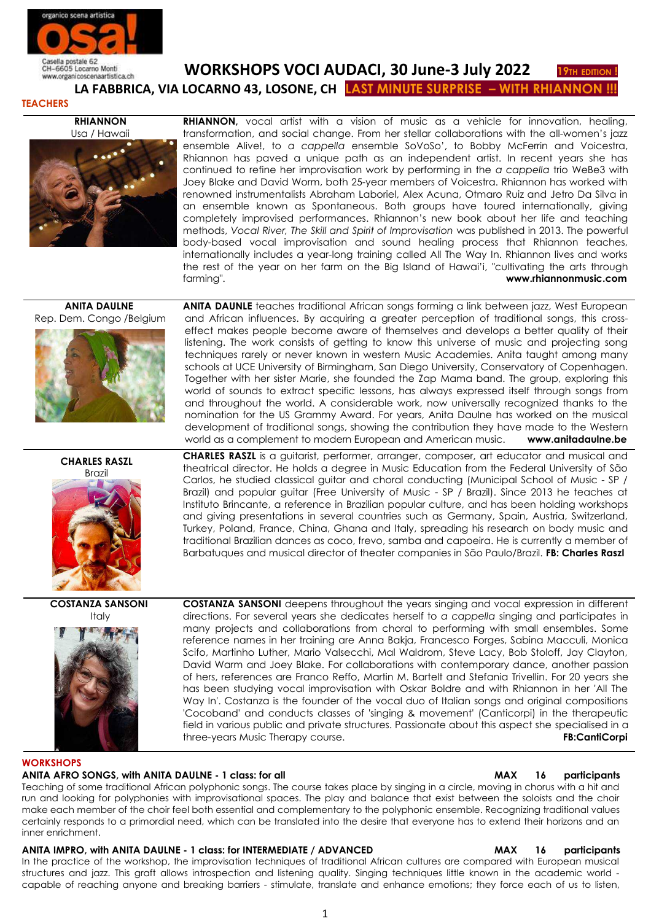organico scena artistica

**osa!**

Casella postale 62
CH-6605 Locarno Monti
www.organicoscenaartistica.ch

# WORKSHOPS VOCI AUDACI, 30 June-3 July 2022 **19TH EDITION !**

## LA FABBRICA, VIA LOCARNO 43, LOSONE, CH **LAST MINUTE SURPRISE – WITH RHIANNON !!!**

## TEACHERS

**RHIANNON**
Usa / Hawaii

**RHIANNON,** vocal artist with a vision of music as a vehicle for innovation, healing, transformation, and social change. From her stellar collaborations with the all-women's jazz ensemble Alive!, to *a cappella* ensemble SoVoSo', to Bobby McFerrin and Voicestra, Rhiannon has paved a unique path as an independent artist. In recent years she has continued to refine her improvisation work by performing in the *a cappella* trio WeBe3 with Joey Blake and David Worm, both 25-year members of Voicestra. Rhiannon has worked with renowned instrumentalists Abraham Laboriel, Alex Acuna, Otmaro Ruiz and Jetro Da Silva in an ensemble known as Spontaneous. Both groups have toured internationally, giving completely improvised performances. Rhiannon's new book about her life and teaching methods, *Vocal River, The Skill and Spirit of Improvisation* was published in 2013. The powerful body-based vocal improvisation and sound healing process that Rhiannon teaches, internationally includes a year-long training called All The Way In. Rhiannon lives and works the rest of the year on her farm on the Big Island of Hawai'i, "cultivating the arts through farming". **www.rhiannonmusic.com**

**ANITA DAULNE**
Rep. Dem. Congo /Belgium

**ANITA DAUNLE** teaches traditional African songs forming a link between jazz, West European and African influences. By acquiring a greater perception of traditional songs, this cross-effect makes people become aware of themselves and develops a better quality of their listening. The work consists of getting to know this universe of music and projecting song techniques rarely or never known in western Music Academies. Anita taught among many schools at UCE University of Birmingham, San Diego University, Conservatory of Copenhagen. Together with her sister Marie, she founded the Zap Mama band. The group, exploring this world of sounds to extract specific lessons, has always expressed itself through songs from and throughout the world. A considerable work, now universally recognized thanks to the nomination for the US Grammy Award. For years, Anita Daulne has worked on the musical development of traditional songs, showing the contribution they have made to the Western world as a complement to modern European and American music. **www.anitadaulne.be**

**CHARLES RASZL**
Brazil

**CHARLES RASZL** is a guitarist, performer, arranger, composer, art educator and musical and theatrical director. He holds a degree in Music Education from the Federal University of São Carlos, he studied classical guitar and choral conducting (Municipal School of Music - SP / Brazil) and popular guitar (Free University of Music - SP / Brazil). Since 2013 he teaches at Instituto Brincante, a reference in Brazilian popular culture, and has been holding workshops and giving presentations in several countries such as Germany, Spain, Austria, Switzerland, Turkey, Poland, France, China, Ghana and Italy, spreading his research on body music and traditional Brazilian dances as coco, frevo, samba and capoeira. He is currently a member of Barbatuques and musical director of theater companies in São Paulo/Brazil. **FB: Charles Raszl**

**COSTANZA SANSONI**
Italy

**COSTANZA SANSONI** deepens throughout the years singing and vocal expression in different directions. For several years she dedicates herself to *a cappella* singing and participates in many projects and collaborations from choral to performing with small ensembles. Some reference names in her training are Anna Bakja, Francesco Forges, Sabina Macculi, Monica Scifo, Martinho Luther, Mario Valsecchi, Mal Waldrom, Steve Lacy, Bob Stoloff, Jay Clayton, David Warm and Joey Blake. For collaborations with contemporary dance, another passion of hers, references are Franco Reffo, Martin M. Bartelt and Stefania Trivellin. For 20 years she has been studying vocal improvisation with Oskar Boldre and with Rhiannon in her 'All The Way In'. Costanza is the founder of the vocal duo of Italian songs and original compositions 'Cocoband' and conducts classes of 'singing & movement' (Canticorpi) in the therapeutic field in various public and private structures. Passionate about this aspect she specialised in a three-years Music Therapy course. **FB:CantiCorpi**

## WORKSHOPS

**ANITA AFRO SONGS, with ANITA DAULNE - 1 class: for all** — **MAX 16 participants**

Teaching of some traditional African polyphonic songs. The course takes place by singing in a circle, moving in chorus with a hit and run and looking for polyphonies with improvisational spaces. The play and balance that exist between the soloists and the choir make each member of the choir feel both essential and complementary to the polyphonic ensemble. Recognizing traditional values certainly responds to a primordial need, which can be translated into the desire that everyone has to extend their horizons and an inner enrichment.

**ANITA IMPRO, with ANITA DAULNE - 1 class: for INTERMEDIATE / ADVANCED** — **MAX 16 participants**

In the practice of the workshop, the improvisation techniques of traditional African cultures are compared with European musical structures and jazz. This graft allows introspection and listening quality. Singing techniques little known in the academic world - capable of reaching anyone and breaking barriers - stimulate, translate and enhance emotions; they force each of us to listen,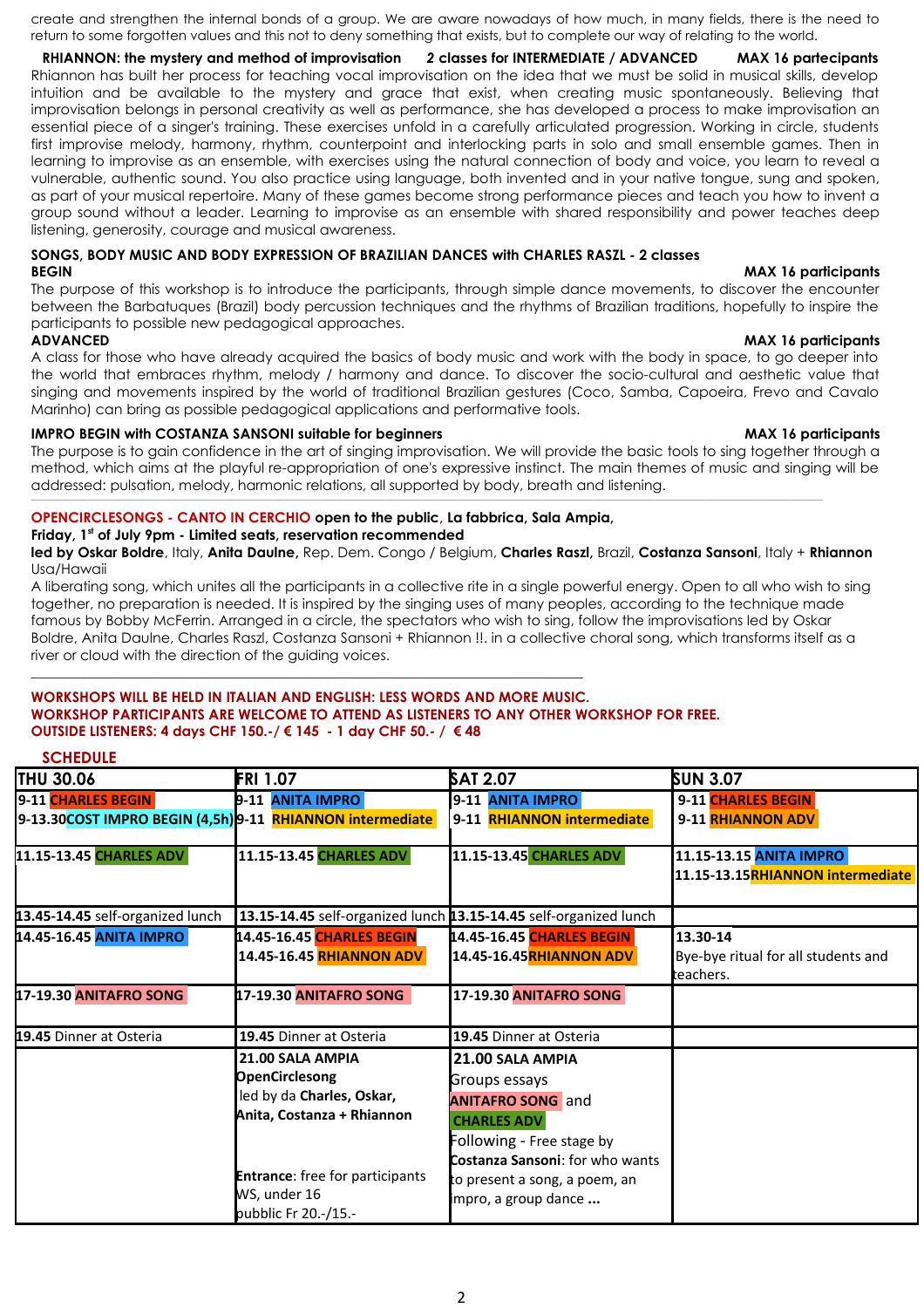create and strengthen the internal bonds of a group. We are aware nowadays of how much, in many fields, there is the need to return to some forgotten values and this not to deny something that exists, but to complete our way of relating to the world.

**RHIANNON: the mystery and method of improvisation** **2 classes for INTERMEDIATE / ADVANCED** **MAX 16 partecipants**

Rhiannon has built her process for teaching vocal improvisation on the idea that we must be solid in musical skills, develop intuition and be available to the mystery and grace that exist, when creating music spontaneously. Believing that improvisation belongs in personal creativity as well as performance, she has developed a process to make improvisation an essential piece of a singer's training. These exercises unfold in a carefully articulated progression. Working in circle, students first improvise melody, harmony, rhythm, counterpoint and interlocking parts in solo and small ensemble games. Then in learning to improvise as an ensemble, with exercises using the natural connection of body and voice, you learn to reveal a vulnerable, authentic sound. You also practice using language, both invented and in your native tongue, sung and spoken, as part of your musical repertoire. Many of these games become strong performance pieces and teach you how to invent a group sound without a leader. Learning to improvise as an ensemble with shared responsibility and power teaches deep listening, generosity, courage and musical awareness.

**SONGS, BODY MUSIC AND BODY EXPRESSION OF BRAZILIAN DANCES with CHARLES RASZL - 2 classes**

**BEGIN** **MAX 16 participants**

The purpose of this workshop is to introduce the participants, through simple dance movements, to discover the encounter between the Barbatuques (Brazil) body percussion techniques and the rhythms of Brazilian traditions, hopefully to inspire the participants to possible new pedagogical approaches.

**ADVANCED** **MAX 16 participants**

A class for those who have already acquired the basics of body music and work with the body in space, to go deeper into the world that embraces rhythm, melody / harmony and dance. To discover the socio-cultural and aesthetic value that singing and movements inspired by the world of traditional Brazilian gestures (Coco, Samba, Capoeira, Frevo and Cavalo Marinho) can bring as possible pedagogical applications and performative tools.

**IMPRO BEGIN with COSTANZA SANSONI suitable for beginners** **MAX 16 participants**

The purpose is to gain confidence in the art of singing improvisation. We will provide the basic tools to sing together through a method, which aims at the playful re-appropriation of one's expressive instinct. The main themes of music and singing will be addressed: pulsation, melody, harmonic relations, all supported by body, breath and listening.

**OPENCIRCLESONGS - CANTO IN CERCHIO open to the public, La fabbrica, Sala Ampia,**
**Friday, 1st of July 9pm - Limited seats, reservation recommended**

**led by Oskar Boldre**, Italy, **Anita Daulne,** Rep. Dem. Congo / Belgium, **Charles Raszl,** Brazil, **Costanza Sansoni**, Italy + **Rhiannon** Usa/Hawaii

A liberating song, which unites all the participants in a collective rite in a single powerful energy. Open to all who wish to sing together, no preparation is needed. It is inspired by the singing uses of many peoples, according to the technique made famous by Bobby McFerrin. Arranged in a circle, the spectators who wish to sing, follow the improvisations led by Oskar Boldre, Anita Daulne, Charles Raszl, Costanza Sansoni + Rhiannon !!. in a collective choral song, which transforms itself as a river or cloud with the direction of the guiding voices.

**WORKSHOPS WILL BE HELD IN ITALIAN AND ENGLISH: LESS WORDS AND MORE MUSIC.**
**WORKSHOP PARTICIPANTS ARE WELCOME TO ATTEND AS LISTENERS TO ANY OTHER WORKSHOP FOR FREE.**
**OUTSIDE LISTENERS: 4 days CHF 150.-/ € 145 - 1 day CHF 50.- / € 48**

**SCHEDULE**

| THU 30.06 | FRI 1.07 | SAT 2.07 | SUN 3.07 |
|---|---|---|---|
| **9-11 CHARLES BEGIN**<br>**9-13.30 COST IMPRO BEGIN (4,5h)** | **9-11 ANITA IMPRO**<br>**9-11 RHIANNON intermediate** | **9-11 ANITA IMPRO**<br>**9-11 RHIANNON intermediate** | **9-11 CHARLES BEGIN**<br>**9-11 RHIANNON ADV** |
| **11.15-13.45 CHARLES ADV** | **11.15-13.45 CHARLES ADV** | **11.15-13.45 CHARLES ADV** | **11.15-13.15 ANITA IMPRO**<br>**11.15-13.15 RHIANNON intermediate** |
| **13.45-14.45** self-organized lunch | **13.15-14.45** self-organized lunch | **13.15-14.45** self-organized lunch | |
| **14.45-16.45 ANITA IMPRO** | **14.45-16.45 CHARLES BEGIN**<br>**14.45-16.45 RHIANNON ADV** | **14.45-16.45 CHARLES BEGIN**<br>**14.45-16.45 RHIANNON ADV** | **13.30-14**<br>Bye-bye ritual for all students and teachers. |
| **17-19.30 ANITAFRO SONG** | **17-19.30 ANITAFRO SONG** | **17-19.30 ANITAFRO SONG** | |
| **19.45** Dinner at Osteria | **19.45** Dinner at Osteria | **19.45** Dinner at Osteria | |
| | **21.00 SALA AMPIA**<br>**OpenCirclesong**<br>led by da **Charles, Oskar, Anita, Costanza + Rhiannon**<br><br>**Entrance**: free for participants WS, under 16<br>pubblic Fr 20.-/15.- | **21.00 SALA AMPIA**<br>Groups essays<br>**ANITAFRO SONG** and<br>**CHARLES ADV**<br>Following - Free stage by **Costanza Sansoni**: for who wants to present a song, a poem, an impro, a group dance **...** | |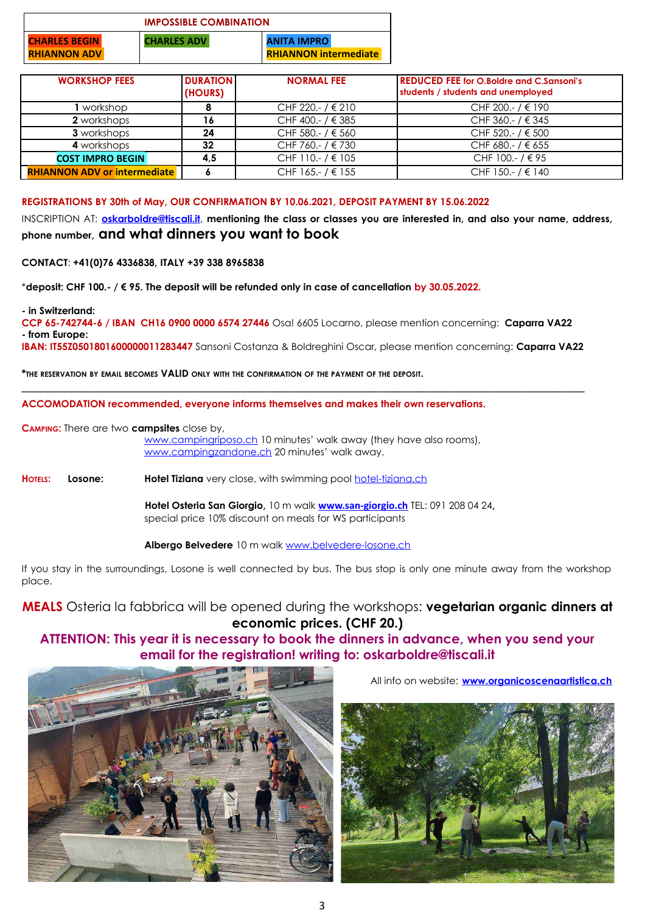| IMPOSSIBLE COMBINATION | | |
|---|---|---|
| CHARLES BEGIN<br>RHIANNON ADV | CHARLES ADV | ANITA IMPRO<br>RHIANNON intermediate |

| WORKSHOP FEES | DURATION (HOURS) | NORMAL FEE | REDUCED FEE for O.Boldre and C.Sansoni's students / students and unemployed |
|---|---|---|---|
| **1** workshop | **8** | CHF 220.- / € 210 | CHF 200.- / € 190 |
| **2** workshops | **16** | CHF 400.- / € 385 | CHF 360.- / € 345 |
| **3** workshops | **24** | CHF 580.- / € 560 | CHF 520.- / € 500 |
| **4** workshops | **32** | CHF 760.- / € 730 | CHF 680.- / € 655 |
| **COST IMPRO BEGIN** | **4,5** | CHF 110.- / € 105 | CHF 100.- / € 95 |
| **RHIANNON ADV or intermediate** | **6** | CHF 165.- / € 155 | CHF 150.- / € 140 |

**REGISTRATIONS BY 30th of May, OUR CONFIRMATION BY 10.06.2021, DEPOSIT PAYMENT BY 15.06.2022**

INSCRIPTION AT: **oskarboldre@tiscali.it**, **mentioning the class or classes you are interested in, and also your name, address, phone number, and what dinners you want to book**

**CONTACT**: **+41(0)76 4336838, ITALY +39 338 8965838**

*__deposit: CHF 100.- / € 95. The deposit will be refunded only in case of cancellation by 30.05.2022.__

**- in Switzerland:**
**CCP 65-742744-6 / IBAN CH16 0900 0000 6574 27446** Osa! 6605 Locarno, please mention concerning: **Caparra VA22**
**- from Europe:**
**IBAN: IT55Z0501801600000011283447** Sansoni Costanza & Boldreghini Oscar, please mention concerning: **Caparra VA22**

***THE RESERVATION BY EMAIL BECOMES VALID ONLY WITH THE CONFIRMATION OF THE PAYMENT OF THE DEPOSIT.**

---

**ACCOMODATION recommended, everyone informs themselves and makes their own reservations.**

**CAMPING:** There are two **campsites** close by,
www.campingriposo.ch 10 minutes' walk away (they have also rooms),
www.campingzandone.ch 20 minutes' walk away.

**HOTELS:** **Losone:** **Hotel Tiziana** very close, with swimming pool hotel-tiziana.ch

**Hotel Osteria San Giorgio,** 10 m walk **www.san-giorgio.ch** TEL: 091 208 04 24, special price 10% discount on meals for WS participants

**Albergo Belvedere** 10 m walk www.belvedere-losone.ch

If you stay in the surroundings, Losone is well connected by bus. The bus stop is only one minute away from the workshop place.

**MEALS** Osteria la fabbrica will be opened during the workshops: **vegetarian organic dinners at economic prices. (CHF 20.)**

**ATTENTION: This year it is necessary to book the dinners in advance, when you send your email for the registration! writing to: oskarboldre@tiscali.it**

All info on website: **www.organicoscenaartistica.ch**